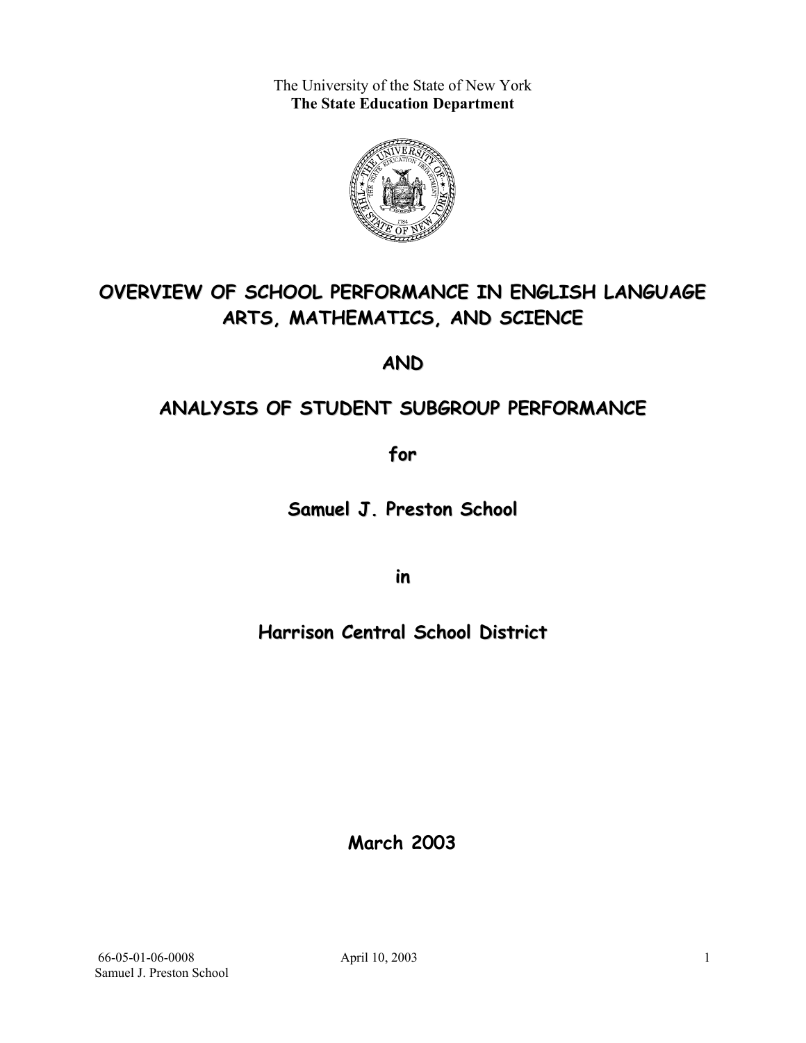The University of the State of New York
**The State Education Department**

# OVERVIEW OF SCHOOL PERFORMANCE IN ENGLISH LANGUAGE ARTS, MATHEMATICS, AND SCIENCE

# AND

# ANALYSIS OF STUDENT SUBGROUP PERFORMANCE

## for

## Samuel J. Preston School

## in

## Harrison Central School District

**March 2003**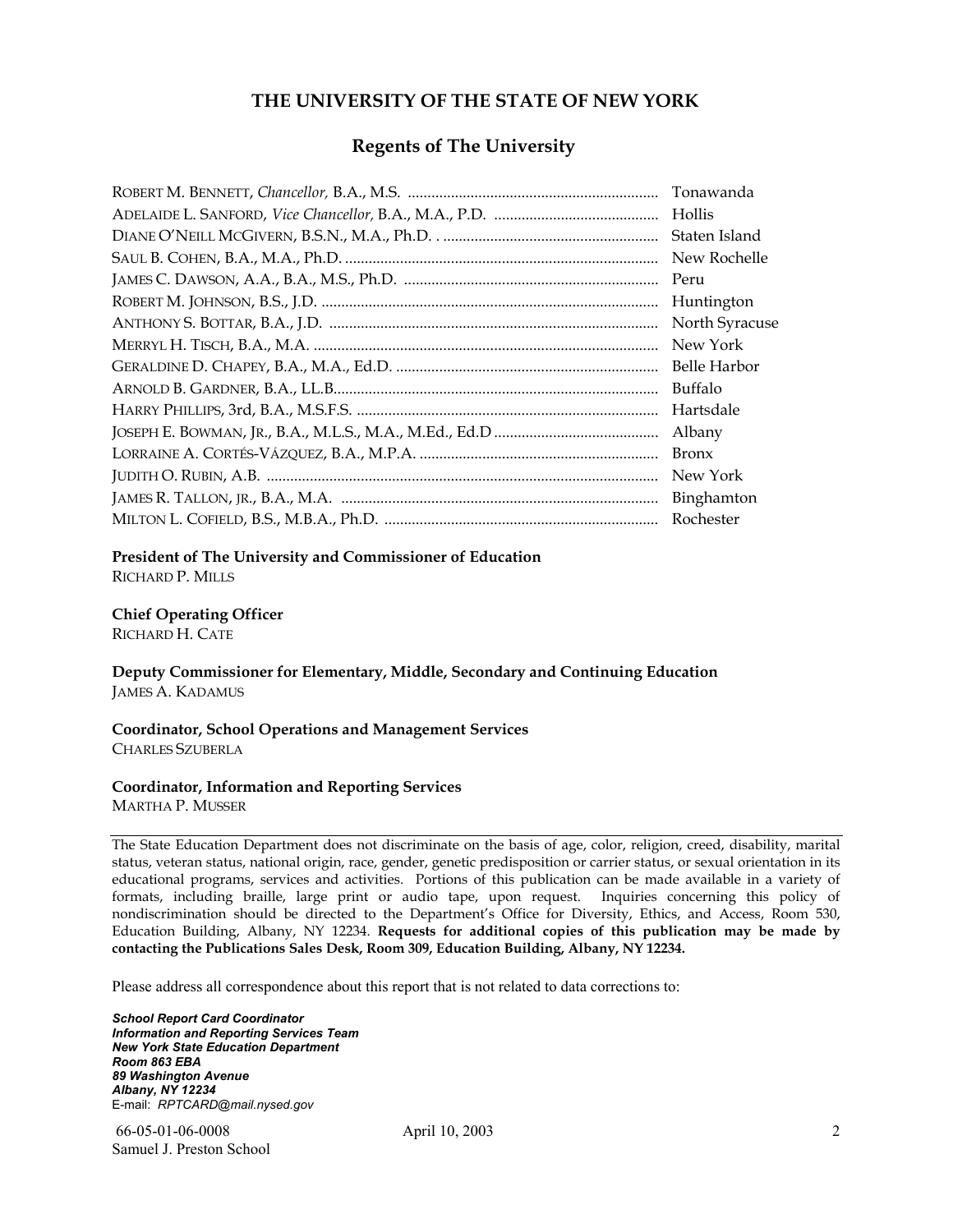# THE UNIVERSITY OF THE STATE OF NEW YORK

## Regents of The University

| | |
|---|---|
| ROBERT M. BENNETT, *Chancellor,* B.A., M.S. | Tonawanda |
| ADELAIDE L. SANFORD, *Vice Chancellor,* B.A., M.A., P.D. | Hollis |
| DIANE O'NEILL MCGIVERN, B.S.N., M.A., Ph.D. | Staten Island |
| SAUL B. COHEN, B.A., M.A., Ph.D. | New Rochelle |
| JAMES C. DAWSON, A.A., B.A., M.S., Ph.D. | Peru |
| ROBERT M. JOHNSON, B.S., J.D. | Huntington |
| ANTHONY S. BOTTAR, B.A., J.D. | North Syracuse |
| MERRYL H. TISCH, B.A., M.A. | New York |
| GERALDINE D. CHAPEY, B.A., M.A., Ed.D. | Belle Harbor |
| ARNOLD B. GARDNER, B.A., LL.B. | Buffalo |
| HARRY PHILLIPS, 3rd, B.A., M.S.F.S. | Hartsdale |
| JOSEPH E. BOWMAN, JR., B.A., M.L.S., M.A., M.Ed., Ed.D | Albany |
| LORRAINE A. CORTÉS-VÁZQUEZ, B.A., M.P.A. | Bronx |
| JUDITH O. RUBIN, A.B. | New York |
| JAMES R. TALLON, JR., B.A., M.A. | Binghamton |
| MILTON L. COFIELD, B.S., M.B.A., Ph.D. | Rochester |

**President of The University and Commissioner of Education**
RICHARD P. MILLS

**Chief Operating Officer**
RICHARD H. CATE

**Deputy Commissioner for Elementary, Middle, Secondary and Continuing Education**
JAMES A. KADAMUS

**Coordinator, School Operations and Management Services**
CHARLES SZUBERLA

**Coordinator, Information and Reporting Services**
MARTHA P. MUSSER

---

The State Education Department does not discriminate on the basis of age, color, religion, creed, disability, marital status, veteran status, national origin, race, gender, genetic predisposition or carrier status, or sexual orientation in its educational programs, services and activities. Portions of this publication can be made available in a variety of formats, including braille, large print or audio tape, upon request. Inquiries concerning this policy of nondiscrimination should be directed to the Department's Office for Diversity, Ethics, and Access, Room 530, Education Building, Albany, NY 12234. **Requests for additional copies of this publication may be made by contacting the Publications Sales Desk, Room 309, Education Building, Albany, NY 12234.**

Please address all correspondence about this report that is not related to data corrections to:

***School Report Card Coordinator***
***Information and Reporting Services Team***
***New York State Education Department***
***Room 863 EBA***
***89 Washington Avenue***
***Albany, NY 12234***
E-mail: *RPTCARD@mail.nysed.gov*

66-05-01-06-0008 April 10, 2003
Samuel J. Preston School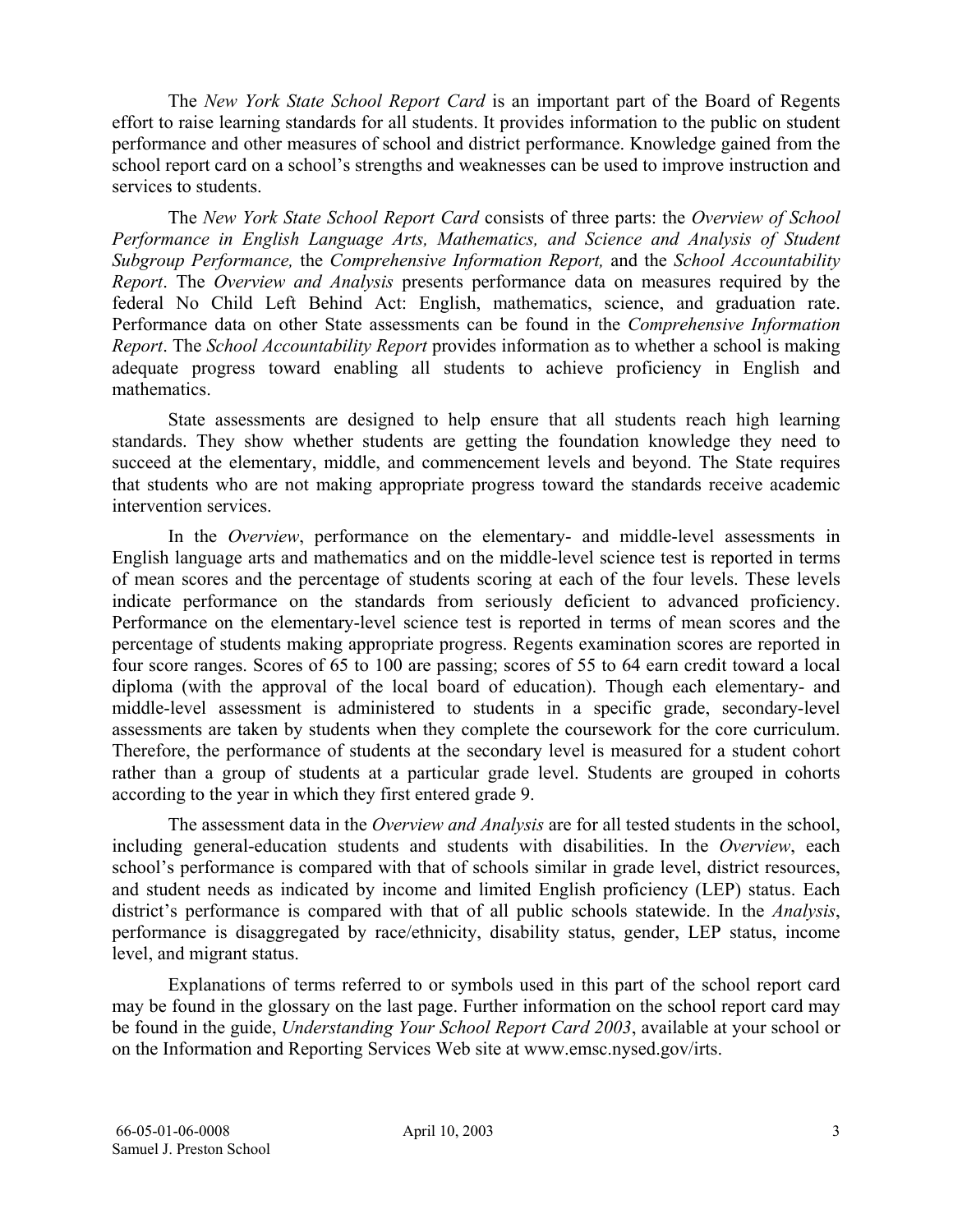The *New York State School Report Card* is an important part of the Board of Regents effort to raise learning standards for all students. It provides information to the public on student performance and other measures of school and district performance. Knowledge gained from the school report card on a school's strengths and weaknesses can be used to improve instruction and services to students.

The *New York State School Report Card* consists of three parts: the *Overview of School Performance in English Language Arts, Mathematics, and Science and Analysis of Student Subgroup Performance,* the *Comprehensive Information Report,* and the *School Accountability Report*. The *Overview and Analysis* presents performance data on measures required by the federal No Child Left Behind Act: English, mathematics, science, and graduation rate. Performance data on other State assessments can be found in the *Comprehensive Information Report*. The *School Accountability Report* provides information as to whether a school is making adequate progress toward enabling all students to achieve proficiency in English and mathematics.

State assessments are designed to help ensure that all students reach high learning standards. They show whether students are getting the foundation knowledge they need to succeed at the elementary, middle, and commencement levels and beyond. The State requires that students who are not making appropriate progress toward the standards receive academic intervention services.

In the *Overview*, performance on the elementary- and middle-level assessments in English language arts and mathematics and on the middle-level science test is reported in terms of mean scores and the percentage of students scoring at each of the four levels. These levels indicate performance on the standards from seriously deficient to advanced proficiency. Performance on the elementary-level science test is reported in terms of mean scores and the percentage of students making appropriate progress. Regents examination scores are reported in four score ranges. Scores of 65 to 100 are passing; scores of 55 to 64 earn credit toward a local diploma (with the approval of the local board of education). Though each elementary- and middle-level assessment is administered to students in a specific grade, secondary-level assessments are taken by students when they complete the coursework for the core curriculum. Therefore, the performance of students at the secondary level is measured for a student cohort rather than a group of students at a particular grade level. Students are grouped in cohorts according to the year in which they first entered grade 9.

The assessment data in the *Overview and Analysis* are for all tested students in the school, including general-education students and students with disabilities. In the *Overview*, each school's performance is compared with that of schools similar in grade level, district resources, and student needs as indicated by income and limited English proficiency (LEP) status. Each district's performance is compared with that of all public schools statewide. In the *Analysis*, performance is disaggregated by race/ethnicity, disability status, gender, LEP status, income level, and migrant status.

Explanations of terms referred to or symbols used in this part of the school report card may be found in the glossary on the last page. Further information on the school report card may be found in the guide, *Understanding Your School Report Card 2003*, available at your school or on the Information and Reporting Services Web site at www.emsc.nysed.gov/irts.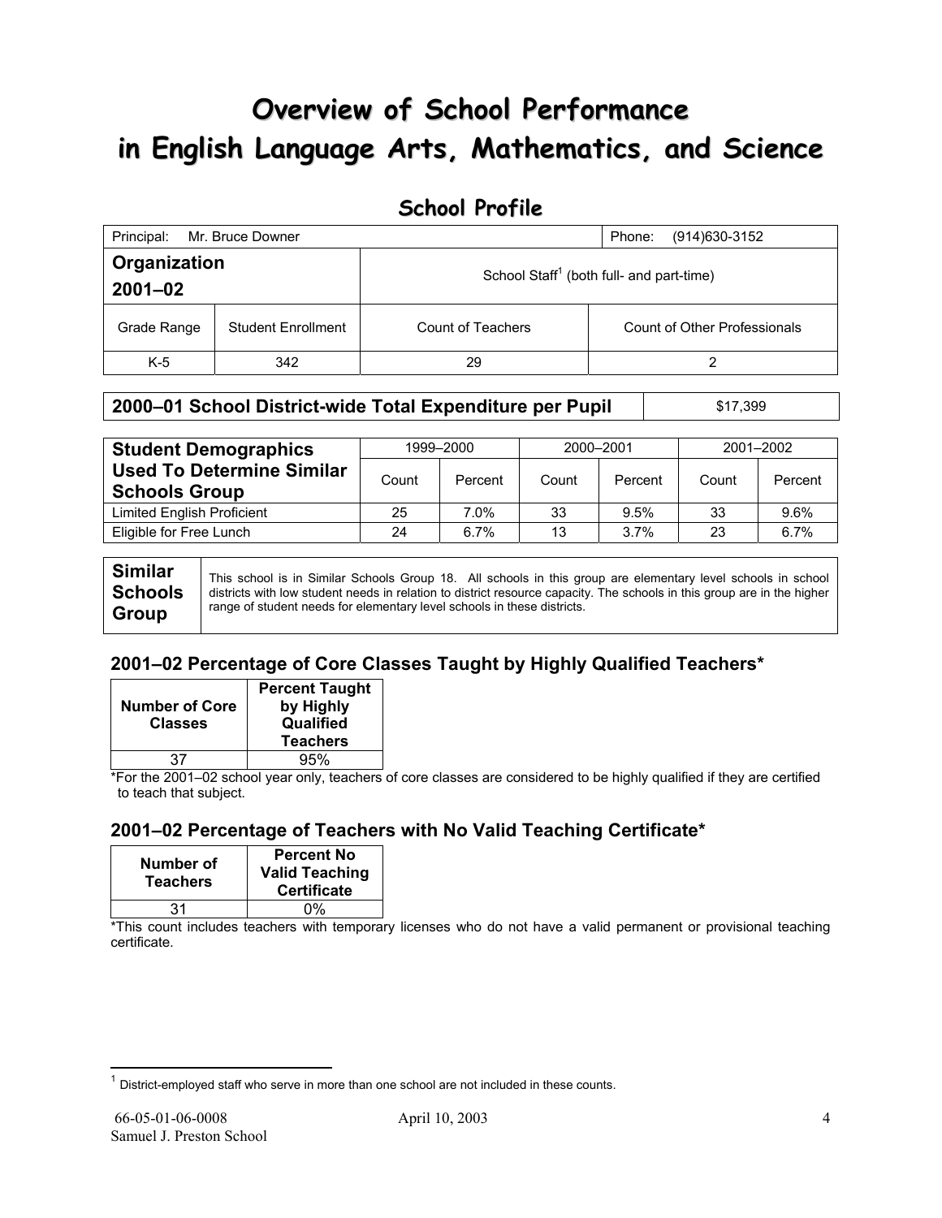# Overview of School Performance in English Language Arts, Mathematics, and Science

## School Profile

| Principal: Mr. Bruce Downer | | | Phone: (914)630-3152 |
|---|---|---|---|
| **Organization 2001–02** | | School Staff[1] (both full- and part-time) | |
| Grade Range | Student Enrollment | Count of Teachers | Count of Other Professionals |
| K-5 | 342 | 29 | 2 |

| **2000–01 School District-wide Total Expenditure per Pupil** | $17,399 |
|---|---|

| **Student Demographics Used To Determine Similar Schools Group** | 1999–2000 | | 2000–2001 | | 2001–2002 | |
|---|---|---|---|---|---|---|
| | Count | Percent | Count | Percent | Count | Percent |
| Limited English Proficient | 25 | 7.0% | 33 | 9.5% | 33 | 9.6% |
| Eligible for Free Lunch | 24 | 6.7% | 13 | 3.7% | 23 | 6.7% |

| **Similar Schools Group** | This school is in Similar Schools Group 18. All schools in this group are elementary level schools in school districts with low student needs in relation to district resource capacity. The schools in this group are in the higher range of student needs for elementary level schools in these districts. |
|---|---|

### 2001–02 Percentage of Core Classes Taught by Highly Qualified Teachers*

| Number of Core Classes | Percent Taught by Highly Qualified Teachers |
|---|---|
| 37 | 95% |

*For the 2001–02 school year only, teachers of core classes are considered to be highly qualified if they are certified to teach that subject.

### 2001–02 Percentage of Teachers with No Valid Teaching Certificate*

| Number of Teachers | Percent No Valid Teaching Certificate |
|---|---|
| 31 | 0% |

*This count includes teachers with temporary licenses who do not have a valid permanent or provisional teaching certificate.

[1] District-employed staff who serve in more than one school are not included in these counts.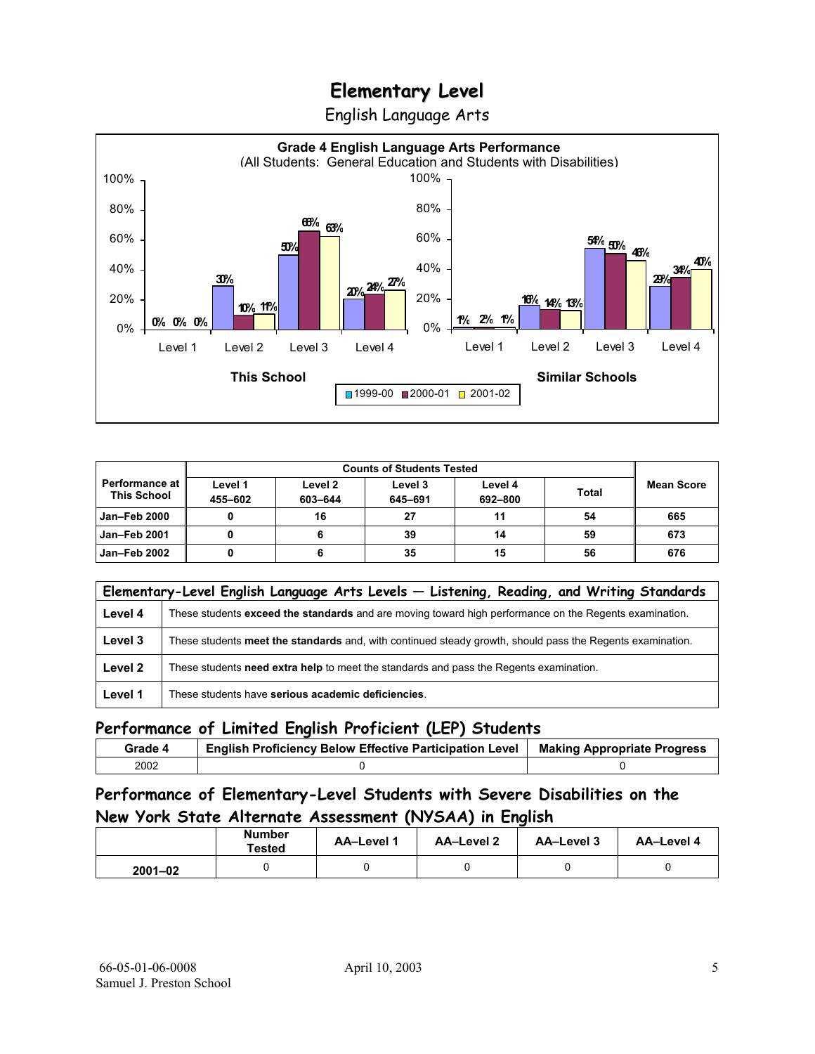# Elementary Level

English Language Arts

**Grade 4 English Language Arts Performance**
(All Students: General Education and Students with Disabilities)

**This School**

| | 1999-00 | 2000-01 | 2001-02 |
|---|---|---|---|
| Level 1 | 0% | 0% | 0% |
| Level 2 | 30% | 10% | 11% |
| Level 3 | 50% | 66% | 63% |
| Level 4 | 20% | 24% | 27% |

**Similar Schools**

| | 1999-00 | 2000-01 | 2001-02 |
|---|---|---|---|
| Level 1 | 1% | 2% | 1% |
| Level 2 | 16% | 14% | 13% |
| Level 3 | 54% | 50% | 46% |
| Level 4 | 29% | 34% | 40% |

| Performance at This School | Counts of Students Tested | | | | | Mean Score |
|---|---|---|---|---|---|---|
| | Level 1 455–602 | Level 2 603–644 | Level 3 645–691 | Level 4 692–800 | Total | |
| Jan–Feb 2000 | 0 | 16 | 27 | 11 | 54 | 665 |
| Jan–Feb 2001 | 0 | 6 | 39 | 14 | 59 | 673 |
| Jan–Feb 2002 | 0 | 6 | 35 | 15 | 56 | 676 |

| Elementary-Level English Language Arts Levels — Listening, Reading, and Writing Standards | |
|---|---|
| Level 4 | These students **exceed the standards** and are moving toward high performance on the Regents examination. |
| Level 3 | These students **meet the standards** and, with continued steady growth, should pass the Regents examination. |
| Level 2 | These students **need extra help** to meet the standards and pass the Regents examination. |
| Level 1 | These students have **serious academic deficiencies**. |

## Performance of Limited English Proficient (LEP) Students

| Grade 4 | English Proficiency Below Effective Participation Level | Making Appropriate Progress |
|---|---|---|
| 2002 | 0 | 0 |

## Performance of Elementary-Level Students with Severe Disabilities on the New York State Alternate Assessment (NYSAA) in English

| | Number Tested | AA–Level 1 | AA–Level 2 | AA–Level 3 | AA–Level 4 |
|---|---|---|---|---|---|
| 2001–02 | 0 | 0 | 0 | 0 | 0 |

66-05-01-06-0008 April 10, 2003
Samuel J. Preston School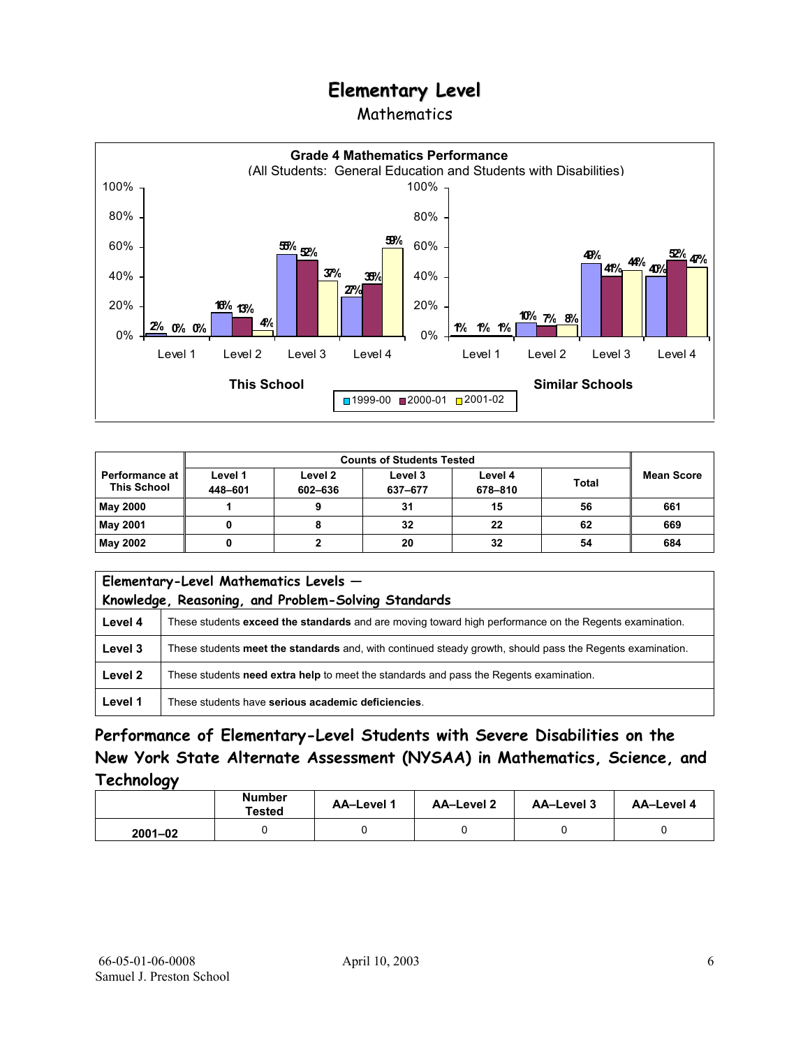# Elementary Level

## Mathematics

**Grade 4 Mathematics Performance**
(All Students: General Education and Students with Disabilities)

| | This School 1999-00 | This School 2000-01 | This School 2001-02 | Similar Schools 1999-00 | Similar Schools 2000-01 | Similar Schools 2001-02 |
|---|---|---|---|---|---|---|
| Level 1 | 2% | 0% | 0% | 1% | 1% | 1% |
| Level 2 | 16% | 13% | 4% | 10% | 7% | 8% |
| Level 3 | 55% | 52% | 37% | 49% | 41% | 44% |
| Level 4 | 27% | 35% | 59% | 40% | 52% | 47% |

| Performance at This School | Counts of Students Tested | | | | | Mean Score |
|---|---|---|---|---|---|---|
| | Level 1 448–601 | Level 2 602–636 | Level 3 637–677 | Level 4 678–810 | Total | |
| May 2000 | 1 | 9 | 31 | 15 | 56 | 661 |
| May 2001 | 0 | 8 | 32 | 22 | 62 | 669 |
| May 2002 | 0 | 2 | 20 | 32 | 54 | 684 |

| Elementary-Level Mathematics Levels — Knowledge, Reasoning, and Problem-Solving Standards | |
|---|---|
| Level 4 | These students **exceed the standards** and are moving toward high performance on the Regents examination. |
| Level 3 | These students **meet the standards** and, with continued steady growth, should pass the Regents examination. |
| Level 2 | These students **need extra help** to meet the standards and pass the Regents examination. |
| Level 1 | These students have **serious academic deficiencies**. |

### Performance of Elementary-Level Students with Severe Disabilities on the New York State Alternate Assessment (NYSAA) in Mathematics, Science, and Technology

| | Number Tested | AA–Level 1 | AA–Level 2 | AA–Level 3 | AA–Level 4 |
|---|---|---|---|---|---|
| 2001–02 | 0 | 0 | 0 | 0 | 0 |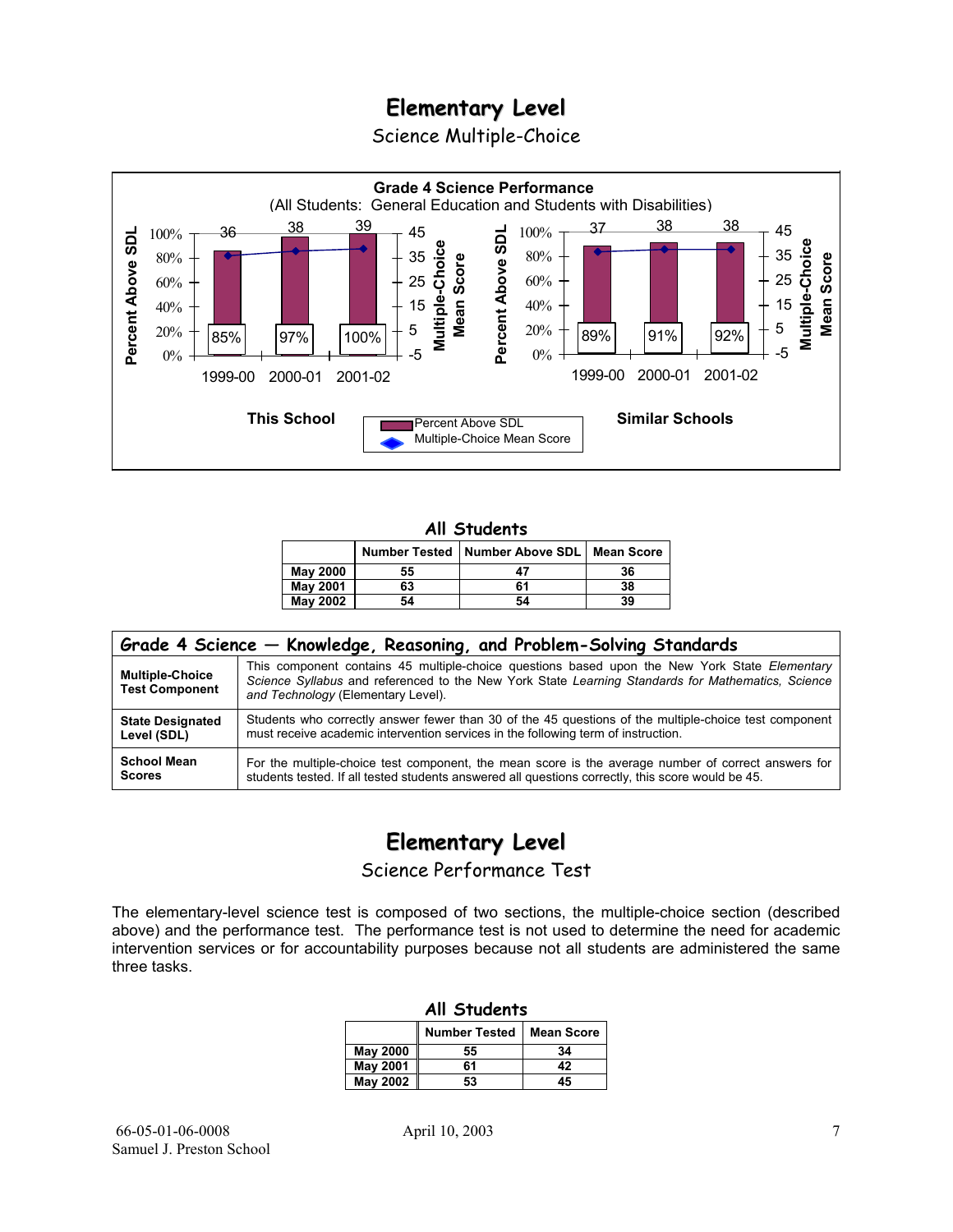# Elementary Level

Science Multiple-Choice

**Grade 4 Science Performance**
(All Students: General Education and Students with Disabilities)

**This School**

| Year | Percent Above SDL | Multiple-Choice Mean Score |
|---|---|---|
| 1999-00 | 85% | 36 |
| 2000-01 | 97% | 38 |
| 2001-02 | 100% | 39 |

**Similar Schools**

| Year | Percent Above SDL | Multiple-Choice Mean Score |
|---|---|---|
| 1999-00 | 89% | 37 |
| 2000-01 | 91% | 38 |
| 2001-02 | 92% | 38 |

### All Students

| | Number Tested | Number Above SDL | Mean Score |
|---|---|---|---|
| **May 2000** | 55 | 47 | 36 |
| **May 2001** | 63 | 61 | 38 |
| **May 2002** | 54 | 54 | 39 |

| Grade 4 Science — Knowledge, Reasoning, and Problem-Solving Standards | |
|---|---|
| **Multiple-Choice Test Component** | This component contains 45 multiple-choice questions based upon the New York State *Elementary Science Syllabus* and referenced to the New York State *Learning Standards for Mathematics, Science and Technology* (Elementary Level). |
| **State Designated Level (SDL)** | Students who correctly answer fewer than 30 of the 45 questions of the multiple-choice test component must receive academic intervention services in the following term of instruction. |
| **School Mean Scores** | For the multiple-choice test component, the mean score is the average number of correct answers for students tested. If all tested students answered all questions correctly, this score would be 45. |

# Elementary Level

Science Performance Test

The elementary-level science test is composed of two sections, the multiple-choice section (described above) and the performance test. The performance test is not used to determine the need for academic intervention services or for accountability purposes because not all students are administered the same three tasks.

### All Students

| | Number Tested | Mean Score |
|---|---|---|
| **May 2000** | 55 | 34 |
| **May 2001** | 61 | 42 |
| **May 2002** | 53 | 45 |

66-05-01-06-0008
Samuel J. Preston School

April 10, 2003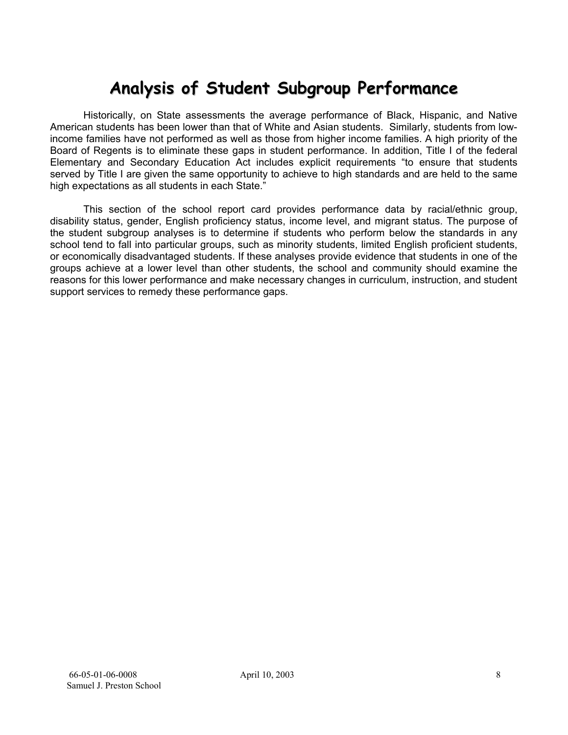# Analysis of Student Subgroup Performance

Historically, on State assessments the average performance of Black, Hispanic, and Native American students has been lower than that of White and Asian students. Similarly, students from low-income families have not performed as well as those from higher income families. A high priority of the Board of Regents is to eliminate these gaps in student performance. In addition, Title I of the federal Elementary and Secondary Education Act includes explicit requirements "to ensure that students served by Title I are given the same opportunity to achieve to high standards and are held to the same high expectations as all students in each State."

This section of the school report card provides performance data by racial/ethnic group, disability status, gender, English proficiency status, income level, and migrant status. The purpose of the student subgroup analyses is to determine if students who perform below the standards in any school tend to fall into particular groups, such as minority students, limited English proficient students, or economically disadvantaged students. If these analyses provide evidence that students in one of the groups achieve at a lower level than other students, the school and community should examine the reasons for this lower performance and make necessary changes in curriculum, instruction, and student support services to remedy these performance gaps.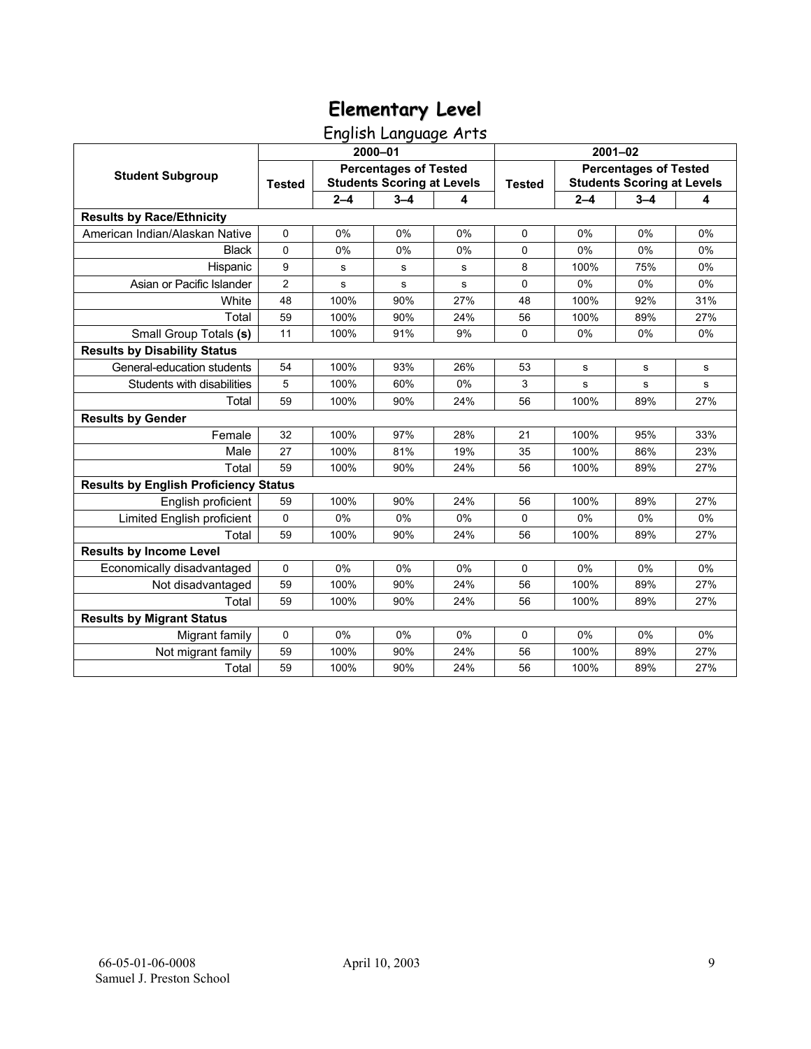# Elementary Level

English Language Arts

| Student Subgroup | 2000–01 | | | | 2001–02 | | | |
|---|---|---|---|---|---|---|---|---|
| | Tested | Percentages of Tested Students Scoring at Levels | | | Tested | Percentages of Tested Students Scoring at Levels | | |
| | | 2–4 | 3–4 | 4 | | 2–4 | 3–4 | 4 |
| **Results by Race/Ethnicity** | | | | | | | | |
| American Indian/Alaskan Native | 0 | 0% | 0% | 0% | 0 | 0% | 0% | 0% |
| Black | 0 | 0% | 0% | 0% | 0 | 0% | 0% | 0% |
| Hispanic | 9 | s | s | s | 8 | 100% | 75% | 0% |
| Asian or Pacific Islander | 2 | s | s | s | 0 | 0% | 0% | 0% |
| White | 48 | 100% | 90% | 27% | 48 | 100% | 92% | 31% |
| Total | 59 | 100% | 90% | 24% | 56 | 100% | 89% | 27% |
| Small Group Totals **(s)** | 11 | 100% | 91% | 9% | 0 | 0% | 0% | 0% |
| **Results by Disability Status** | | | | | | | | |
| General-education students | 54 | 100% | 93% | 26% | 53 | s | s | s |
| Students with disabilities | 5 | 100% | 60% | 0% | 3 | s | s | s |
| Total | 59 | 100% | 90% | 24% | 56 | 100% | 89% | 27% |
| **Results by Gender** | | | | | | | | |
| Female | 32 | 100% | 97% | 28% | 21 | 100% | 95% | 33% |
| Male | 27 | 100% | 81% | 19% | 35 | 100% | 86% | 23% |
| Total | 59 | 100% | 90% | 24% | 56 | 100% | 89% | 27% |
| **Results by English Proficiency Status** | | | | | | | | |
| English proficient | 59 | 100% | 90% | 24% | 56 | 100% | 89% | 27% |
| Limited English proficient | 0 | 0% | 0% | 0% | 0 | 0% | 0% | 0% |
| Total | 59 | 100% | 90% | 24% | 56 | 100% | 89% | 27% |
| **Results by Income Level** | | | | | | | | |
| Economically disadvantaged | 0 | 0% | 0% | 0% | 0 | 0% | 0% | 0% |
| Not disadvantaged | 59 | 100% | 90% | 24% | 56 | 100% | 89% | 27% |
| Total | 59 | 100% | 90% | 24% | 56 | 100% | 89% | 27% |
| **Results by Migrant Status** | | | | | | | | |
| Migrant family | 0 | 0% | 0% | 0% | 0 | 0% | 0% | 0% |
| Not migrant family | 59 | 100% | 90% | 24% | 56 | 100% | 89% | 27% |
| Total | 59 | 100% | 90% | 24% | 56 | 100% | 89% | 27% |

66-05-01-06-0008
Samuel J. Preston School

April 10, 2003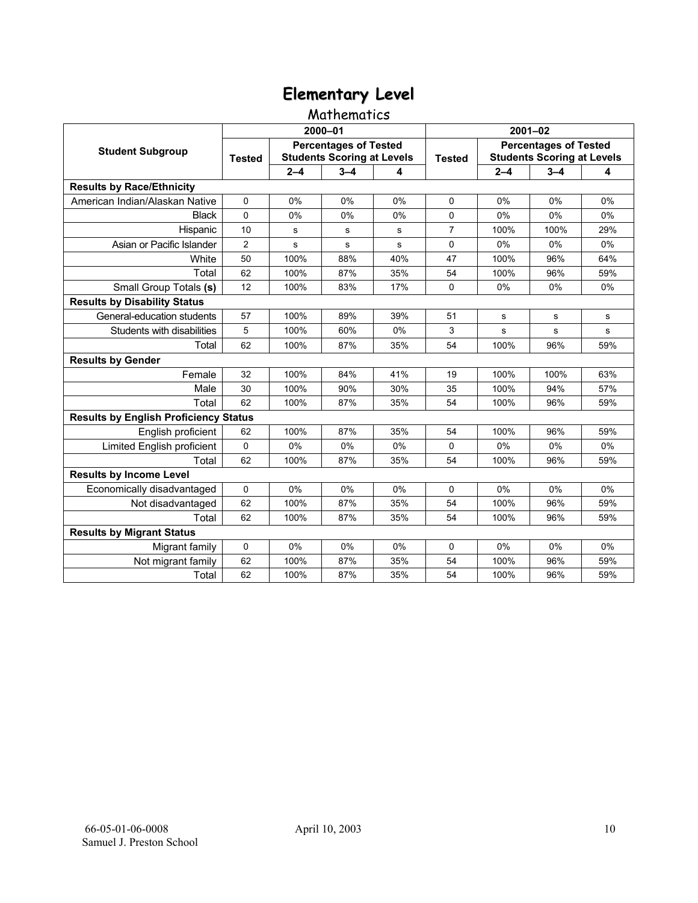# Elementary Level

## Mathematics

| Student Subgroup | 2000–01 | | | | 2001–02 | | | |
|---|---|---|---|---|---|---|---|---|
| | Tested | Percentages of Tested Students Scoring at Levels | | | Tested | Percentages of Tested Students Scoring at Levels | | |
| | | 2–4 | 3–4 | 4 | | 2–4 | 3–4 | 4 |
| **Results by Race/Ethnicity** | | | | | | | | |
| American Indian/Alaskan Native | 0 | 0% | 0% | 0% | 0 | 0% | 0% | 0% |
| Black | 0 | 0% | 0% | 0% | 0 | 0% | 0% | 0% |
| Hispanic | 10 | s | s | s | 7 | 100% | 100% | 29% |
| Asian or Pacific Islander | 2 | s | s | s | 0 | 0% | 0% | 0% |
| White | 50 | 100% | 88% | 40% | 47 | 100% | 96% | 64% |
| Total | 62 | 100% | 87% | 35% | 54 | 100% | 96% | 59% |
| Small Group Totals **(s)** | 12 | 100% | 83% | 17% | 0 | 0% | 0% | 0% |
| **Results by Disability Status** | | | | | | | | |
| General-education students | 57 | 100% | 89% | 39% | 51 | s | s | s |
| Students with disabilities | 5 | 100% | 60% | 0% | 3 | s | s | s |
| Total | 62 | 100% | 87% | 35% | 54 | 100% | 96% | 59% |
| **Results by Gender** | | | | | | | | |
| Female | 32 | 100% | 84% | 41% | 19 | 100% | 100% | 63% |
| Male | 30 | 100% | 90% | 30% | 35 | 100% | 94% | 57% |
| Total | 62 | 100% | 87% | 35% | 54 | 100% | 96% | 59% |
| **Results by English Proficiency Status** | | | | | | | | |
| English proficient | 62 | 100% | 87% | 35% | 54 | 100% | 96% | 59% |
| Limited English proficient | 0 | 0% | 0% | 0% | 0 | 0% | 0% | 0% |
| Total | 62 | 100% | 87% | 35% | 54 | 100% | 96% | 59% |
| **Results by Income Level** | | | | | | | | |
| Economically disadvantaged | 0 | 0% | 0% | 0% | 0 | 0% | 0% | 0% |
| Not disadvantaged | 62 | 100% | 87% | 35% | 54 | 100% | 96% | 59% |
| Total | 62 | 100% | 87% | 35% | 54 | 100% | 96% | 59% |
| **Results by Migrant Status** | | | | | | | | |
| Migrant family | 0 | 0% | 0% | 0% | 0 | 0% | 0% | 0% |
| Not migrant family | 62 | 100% | 87% | 35% | 54 | 100% | 96% | 59% |
| Total | 62 | 100% | 87% | 35% | 54 | 100% | 96% | 59% |

66-05-01-06-0008
Samuel J. Preston School

April 10, 2003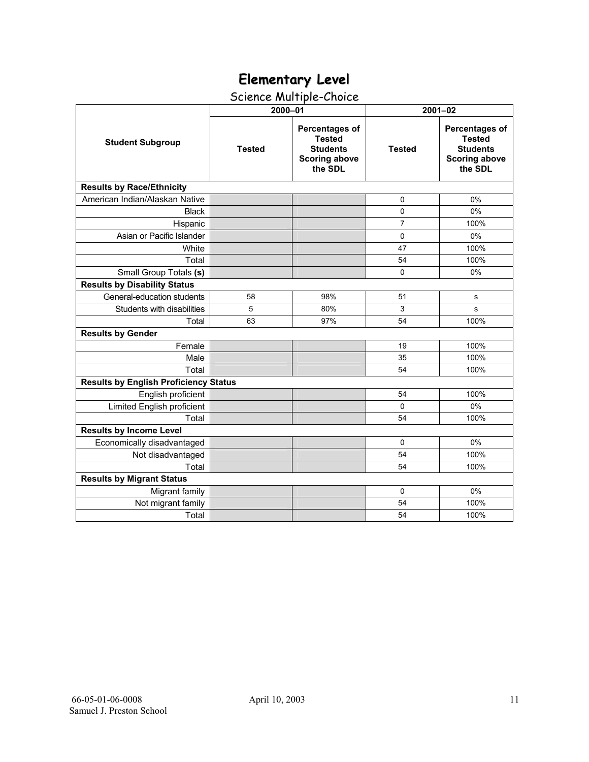# Elementary Level

## Science Multiple-Choice

| Student Subgroup | 2000–01 | | 2001–02 | |
|---|---|---|---|---|
| | Tested | Percentages of Tested Students Scoring above the SDL | Tested | Percentages of Tested Students Scoring above the SDL |
| **Results by Race/Ethnicity** | | | | |
| American Indian/Alaskan Native | | | 0 | 0% |
| Black | | | 0 | 0% |
| Hispanic | | | 7 | 100% |
| Asian or Pacific Islander | | | 0 | 0% |
| White | | | 47 | 100% |
| Total | | | 54 | 100% |
| Small Group Totals **(s)** | | | 0 | 0% |
| **Results by Disability Status** | | | | |
| General-education students | 58 | 98% | 51 | s |
| Students with disabilities | 5 | 80% | 3 | s |
| Total | 63 | 97% | 54 | 100% |
| **Results by Gender** | | | | |
| Female | | | 19 | 100% |
| Male | | | 35 | 100% |
| Total | | | 54 | 100% |
| **Results by English Proficiency Status** | | | | |
| English proficient | | | 54 | 100% |
| Limited English proficient | | | 0 | 0% |
| Total | | | 54 | 100% |
| **Results by Income Level** | | | | |
| Economically disadvantaged | | | 0 | 0% |
| Not disadvantaged | | | 54 | 100% |
| Total | | | 54 | 100% |
| **Results by Migrant Status** | | | | |
| Migrant family | | | 0 | 0% |
| Not migrant family | | | 54 | 100% |
| Total | | | 54 | 100% |

66-05-01-06-0008 April 10, 2003
Samuel J. Preston School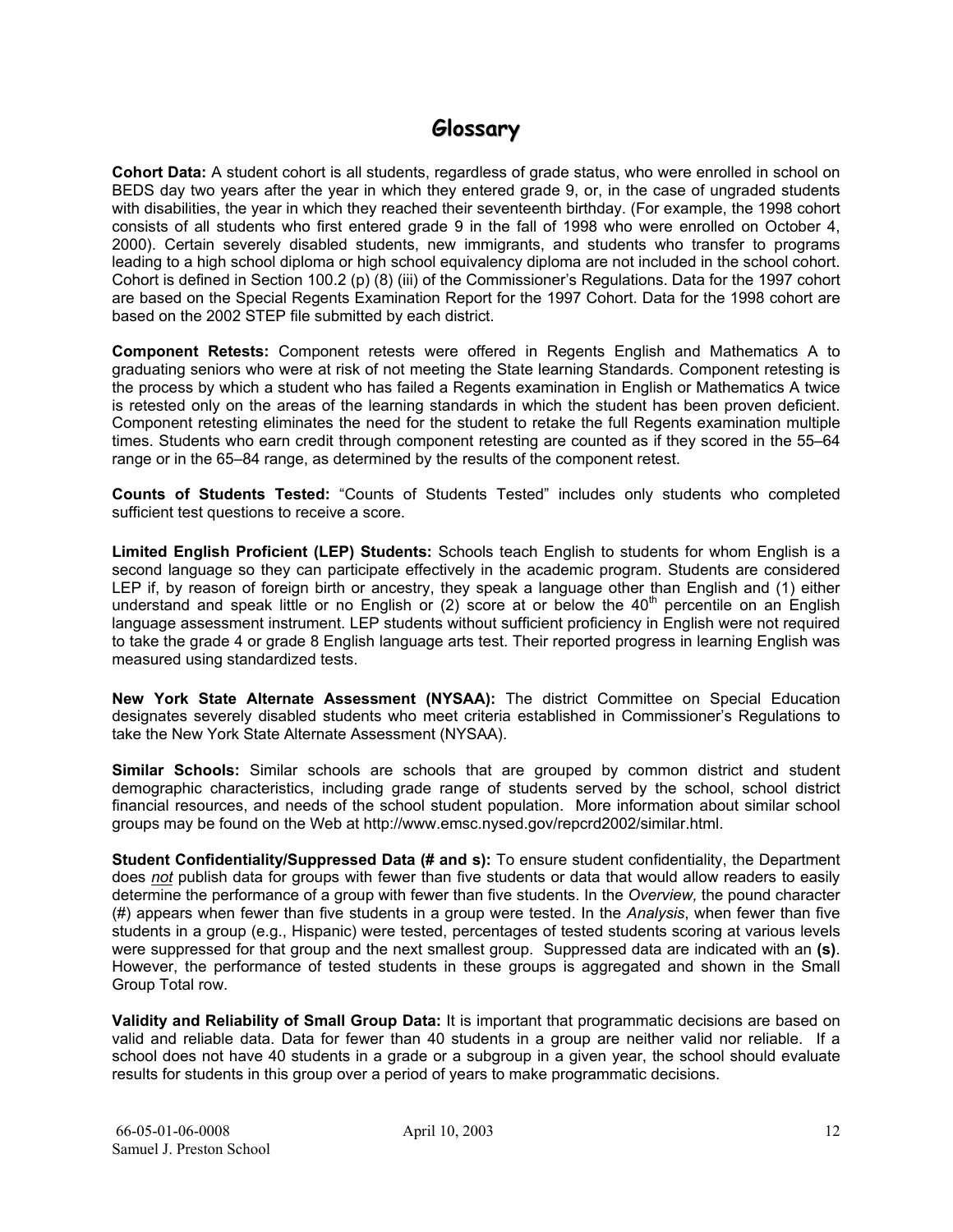# Glossary

**Cohort Data:** A student cohort is all students, regardless of grade status, who were enrolled in school on BEDS day two years after the year in which they entered grade 9, or, in the case of ungraded students with disabilities, the year in which they reached their seventeenth birthday. (For example, the 1998 cohort consists of all students who first entered grade 9 in the fall of 1998 who were enrolled on October 4, 2000). Certain severely disabled students, new immigrants, and students who transfer to programs leading to a high school diploma or high school equivalency diploma are not included in the school cohort. Cohort is defined in Section 100.2 (p) (8) (iii) of the Commissioner's Regulations. Data for the 1997 cohort are based on the Special Regents Examination Report for the 1997 Cohort. Data for the 1998 cohort are based on the 2002 STEP file submitted by each district.

**Component Retests:** Component retests were offered in Regents English and Mathematics A to graduating seniors who were at risk of not meeting the State learning Standards. Component retesting is the process by which a student who has failed a Regents examination in English or Mathematics A twice is retested only on the areas of the learning standards in which the student has been proven deficient. Component retesting eliminates the need for the student to retake the full Regents examination multiple times. Students who earn credit through component retesting are counted as if they scored in the 55–64 range or in the 65–84 range, as determined by the results of the component retest.

**Counts of Students Tested:** "Counts of Students Tested" includes only students who completed sufficient test questions to receive a score.

**Limited English Proficient (LEP) Students:** Schools teach English to students for whom English is a second language so they can participate effectively in the academic program. Students are considered LEP if, by reason of foreign birth or ancestry, they speak a language other than English and (1) either understand and speak little or no English or (2) score at or below the 40th percentile on an English language assessment instrument. LEP students without sufficient proficiency in English were not required to take the grade 4 or grade 8 English language arts test. Their reported progress in learning English was measured using standardized tests.

**New York State Alternate Assessment (NYSAA):** The district Committee on Special Education designates severely disabled students who meet criteria established in Commissioner's Regulations to take the New York State Alternate Assessment (NYSAA).

**Similar Schools:** Similar schools are schools that are grouped by common district and student demographic characteristics, including grade range of students served by the school, school district financial resources, and needs of the school student population. More information about similar school groups may be found on the Web at http://www.emsc.nysed.gov/repcrd2002/similar.html.

**Student Confidentiality/Suppressed Data (# and s):** To ensure student confidentiality, the Department does *not* publish data for groups with fewer than five students or data that would allow readers to easily determine the performance of a group with fewer than five students. In the *Overview,* the pound character (#) appears when fewer than five students in a group were tested. In the *Analysis*, when fewer than five students in a group (e.g., Hispanic) were tested, percentages of tested students scoring at various levels were suppressed for that group and the next smallest group. Suppressed data are indicated with an **(s)**. However, the performance of tested students in these groups is aggregated and shown in the Small Group Total row.

**Validity and Reliability of Small Group Data:** It is important that programmatic decisions are based on valid and reliable data. Data for fewer than 40 students in a group are neither valid nor reliable. If a school does not have 40 students in a grade or a subgroup in a given year, the school should evaluate results for students in this group over a period of years to make programmatic decisions.